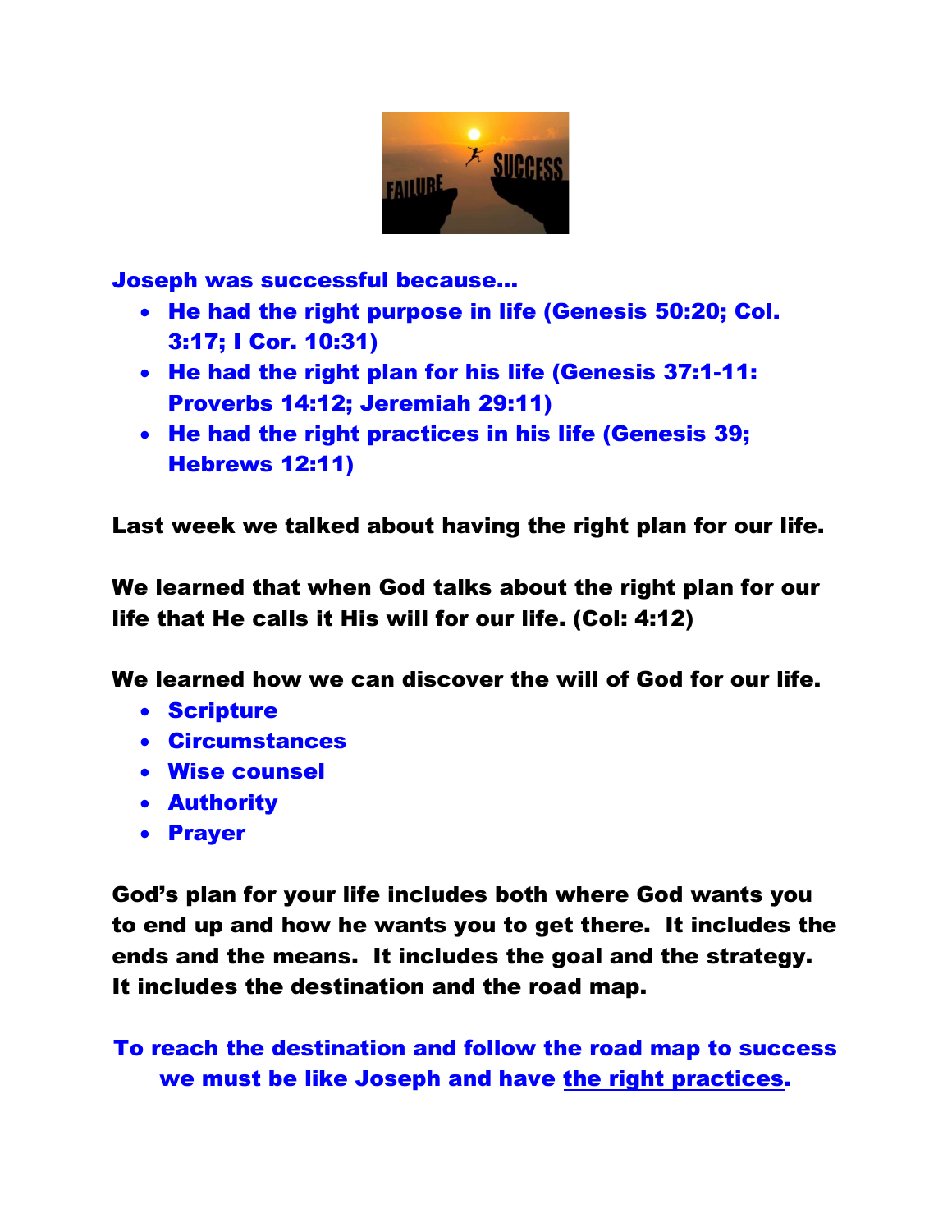**Joseph was successful because…**

- **He had the right purpose in life (Genesis 50:20; Col. 3:17; I Cor. 10:31)**
- **He had the right plan for his life (Genesis 37:1-11: Proverbs 14:12; Jeremiah 29:11)**
- **He had the right practices in his life (Genesis 39; Hebrews 12:11)**

**Last week we talked about having the right plan for our life.**

**We learned that when God talks about the right plan for our life that He calls it His will for our life. (Col: 4:12)**

**We learned how we can discover the will of God for our life.**

- **Scripture**
- **Circumstances**
- **Wise counsel**
- **Authority**
- **Prayer**

**God's plan for your life includes both where God wants you to end up and how he wants you to get there. It includes the ends and the means. It includes the goal and the strategy. It includes the destination and the road map.**

**To reach the destination and follow the road map to success we must be like Joseph and have <u>the right practices</u>.**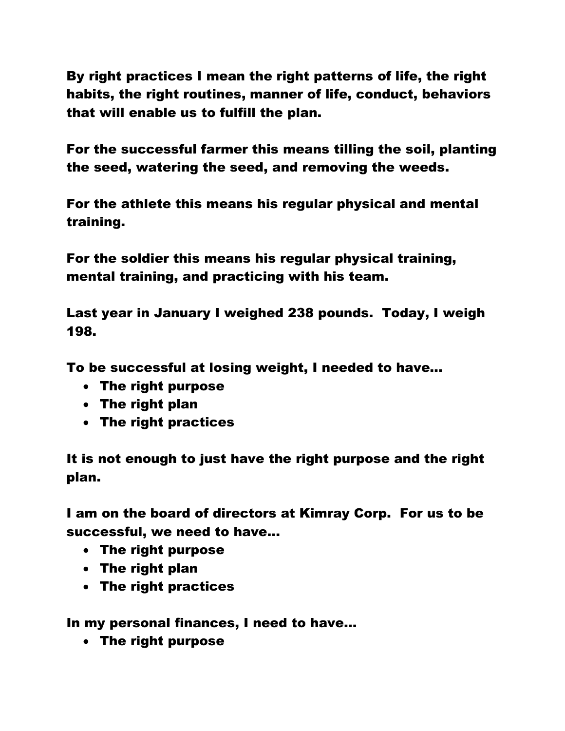By right practices I mean the right patterns of life, the right habits, the right routines, manner of life, conduct, behaviors that will enable us to fulfill the plan.

For the successful farmer this means tilling the soil, planting the seed, watering the seed, and removing the weeds.

For the athlete this means his regular physical and mental training.

For the soldier this means his regular physical training, mental training, and practicing with his team.

Last year in January I weighed 238 pounds.  Today, I weigh 198.

To be successful at losing weight, I needed to have…

- The right purpose
- The right plan
- The right practices

It is not enough to just have the right purpose and the right plan.

I am on the board of directors at Kimray Corp.  For us to be successful, we need to have…

- The right purpose
- The right plan
- The right practices

In my personal finances, I need to have…

- The right purpose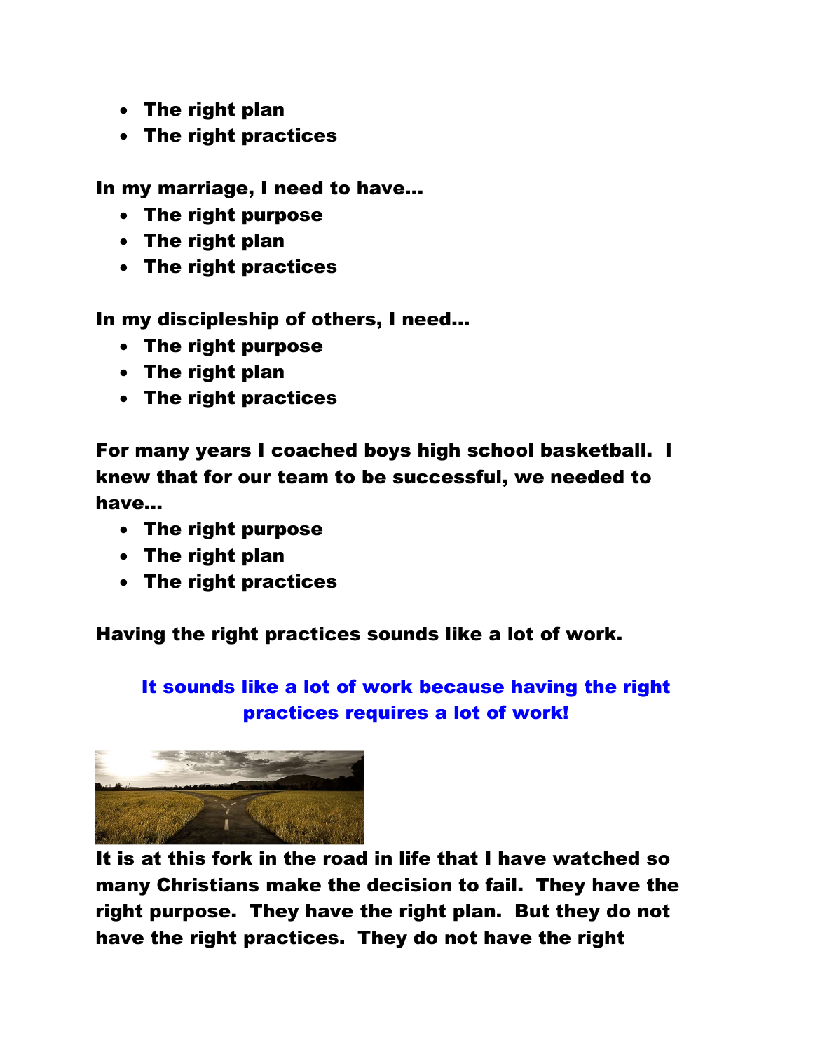- **The right plan**
- **The right practices**

**In my marriage, I need to have…**

- **The right purpose**
- **The right plan**
- **The right practices**

**In my discipleship of others, I need…**

- **The right purpose**
- **The right plan**
- **The right practices**

**For many years I coached boys high school basketball. I knew that for our team to be successful, we needed to have…**

- **The right purpose**
- **The right plan**
- **The right practices**

**Having the right practices sounds like a lot of work.**

**It sounds like a lot of work because having the right practices requires a lot of work!**

**It is at this fork in the road in life that I have watched so many Christians make the decision to fail. They have the right purpose. They have the right plan. But they do not have the right practices. They do not have the right**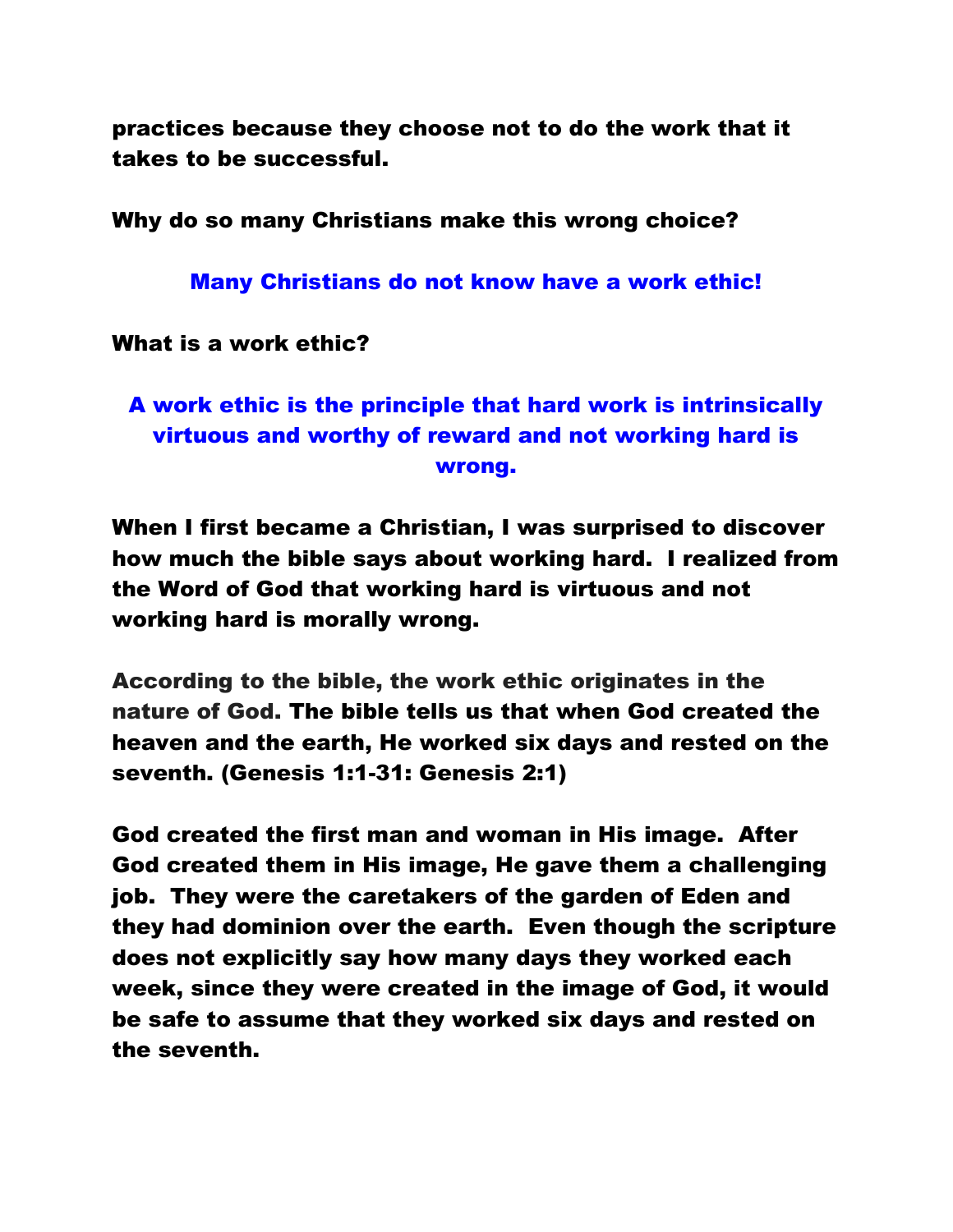practices because they choose not to do the work that it takes to be successful.

Why do so many Christians make this wrong choice?

**Many Christians do not know have a work ethic!**

What is a work ethic?

**A work ethic is the principle that hard work is intrinsically virtuous and worthy of reward and not working hard is wrong.**

When I first became a Christian, I was surprised to discover how much the bible says about working hard. I realized from the Word of God that working hard is virtuous and not working hard is morally wrong.

According to the bible, the work ethic originates in the nature of God. The bible tells us that when God created the heaven and the earth, He worked six days and rested on the seventh. (Genesis 1:1-31: Genesis 2:1)

God created the first man and woman in His image. After God created them in His image, He gave them a challenging job. They were the caretakers of the garden of Eden and they had dominion over the earth. Even though the scripture does not explicitly say how many days they worked each week, since they were created in the image of God, it would be safe to assume that they worked six days and rested on the seventh.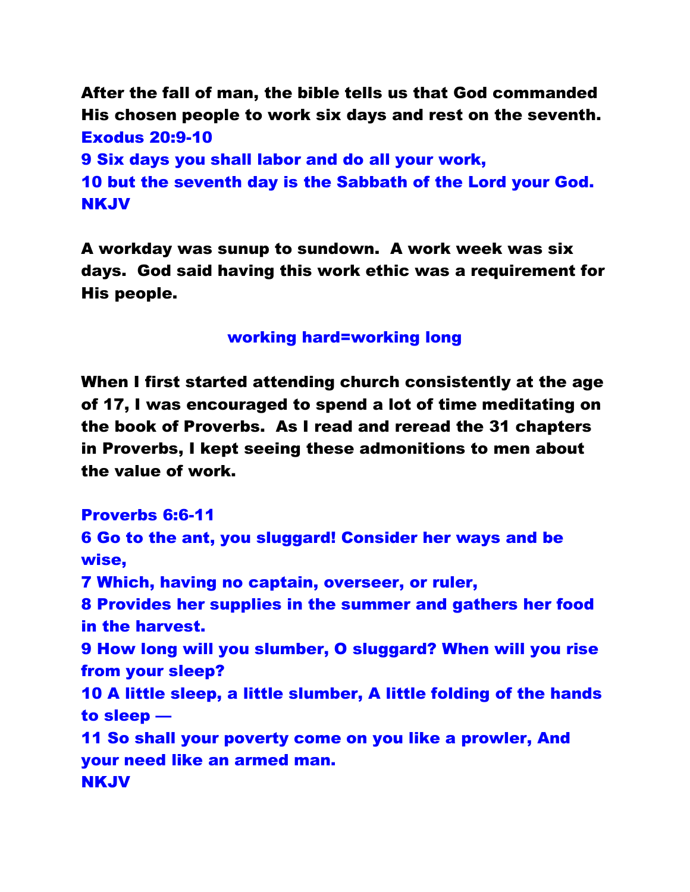**After the fall of man, the bible tells us that God commanded His chosen people to work six days and rest on the seventh.**

**Exodus 20:9-10**

**9 Six days you shall labor and do all your work,**

**10 but the seventh day is the Sabbath of the Lord your God.**

**NKJV**

**A workday was sunup to sundown. A work week was six days. God said having this work ethic was a requirement for His people.**

**working hard=working long**

**When I first started attending church consistently at the age of 17, I was encouraged to spend a lot of time meditating on the book of Proverbs. As I read and reread the 31 chapters in Proverbs, I kept seeing these admonitions to men about the value of work.**

**Proverbs 6:6-11**

**6 Go to the ant, you sluggard! Consider her ways and be wise,**

**7 Which, having no captain, overseer, or ruler,**

**8 Provides her supplies in the summer and gathers her food in the harvest.**

**9 How long will you slumber, O sluggard? When will you rise from your sleep?**

**10 A little sleep, a little slumber, A little folding of the hands to sleep —**

**11 So shall your poverty come on you like a prowler, And your need like an armed man.**

**NKJV**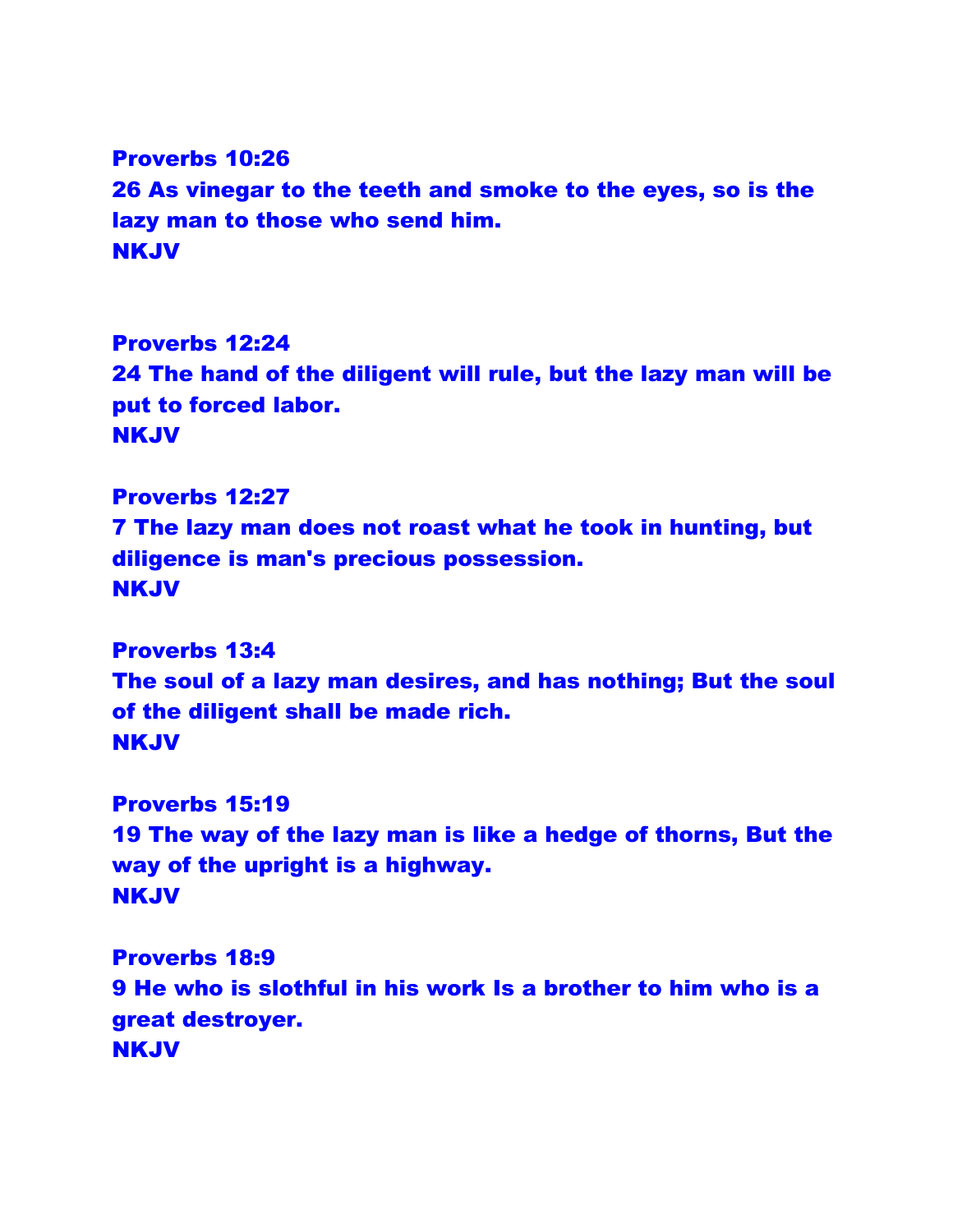**Proverbs 10:26**
**26 As vinegar to the teeth and smoke to the eyes, so is the lazy man to those who send him.**
**NKJV**

**Proverbs 12:24**
**24 The hand of the diligent will rule, but the lazy man will be put to forced labor.**
**NKJV**

**Proverbs 12:27**
**7 The lazy man does not roast what he took in hunting, but diligence is man's precious possession.**
**NKJV**

**Proverbs 13:4**
**The soul of a lazy man desires, and has nothing; But the soul of the diligent shall be made rich.**
**NKJV**

**Proverbs 15:19**
**19 The way of the lazy man is like a hedge of thorns, But the way of the upright is a highway.**
**NKJV**

**Proverbs 18:9**
**9 He who is slothful in his work Is a brother to him who is a great destroyer.**
**NKJV**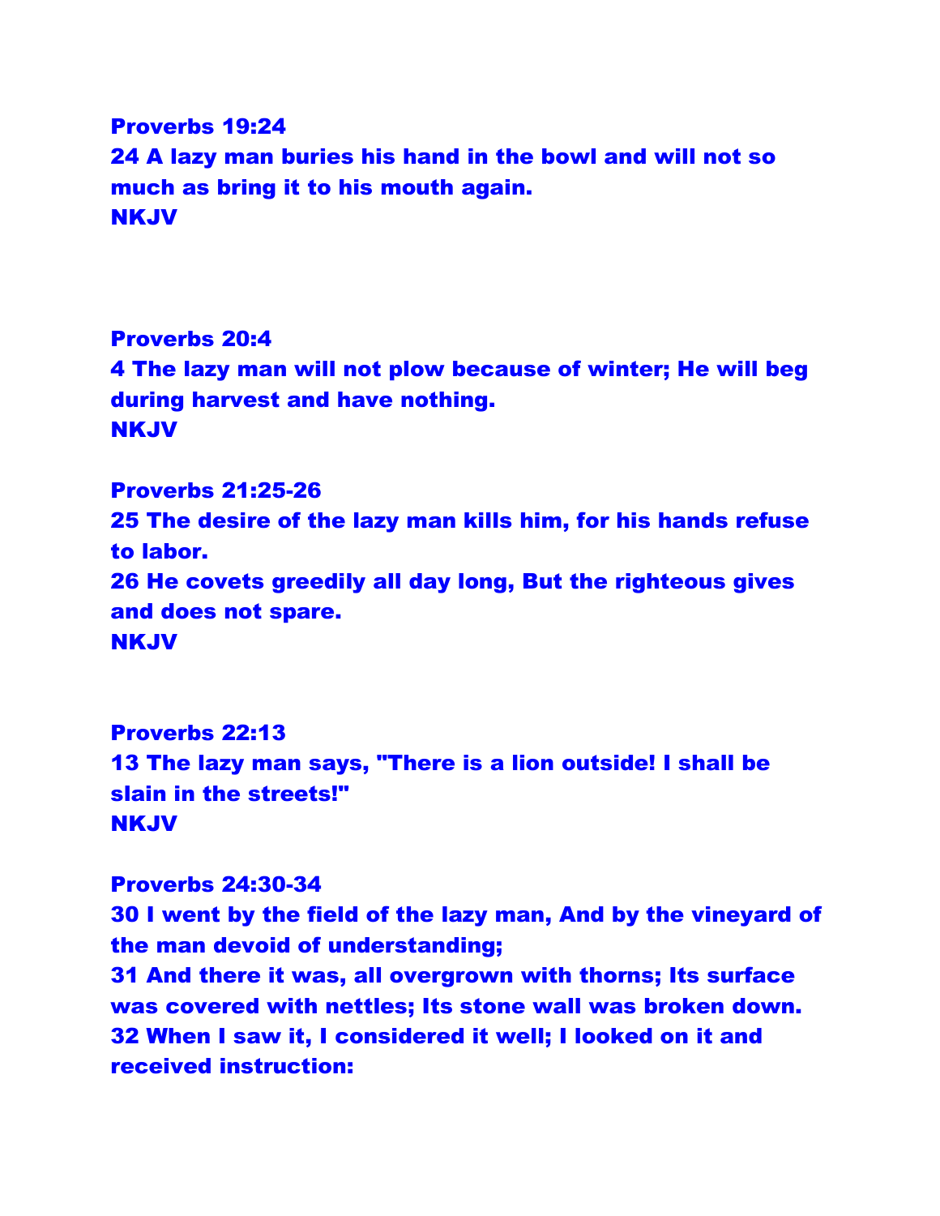**Proverbs 19:24**
**24 A lazy man buries his hand in the bowl and will not so much as bring it to his mouth again.**
**NKJV**

**Proverbs 20:4**
**4 The lazy man will not plow because of winter; He will beg during harvest and have nothing.**
**NKJV**

**Proverbs 21:25-26**
**25 The desire of the lazy man kills him, for his hands refuse to labor.**
**26 He covets greedily all day long, But the righteous gives and does not spare.**
**NKJV**

**Proverbs 22:13**
**13 The lazy man says, "There is a lion outside! I shall be slain in the streets!"**
**NKJV**

**Proverbs 24:30-34**
**30 I went by the field of the lazy man, And by the vineyard of the man devoid of understanding;**
**31 And there it was, all overgrown with thorns; Its surface was covered with nettles; Its stone wall was broken down.**
**32 When I saw it, I considered it well; I looked on it and received instruction:**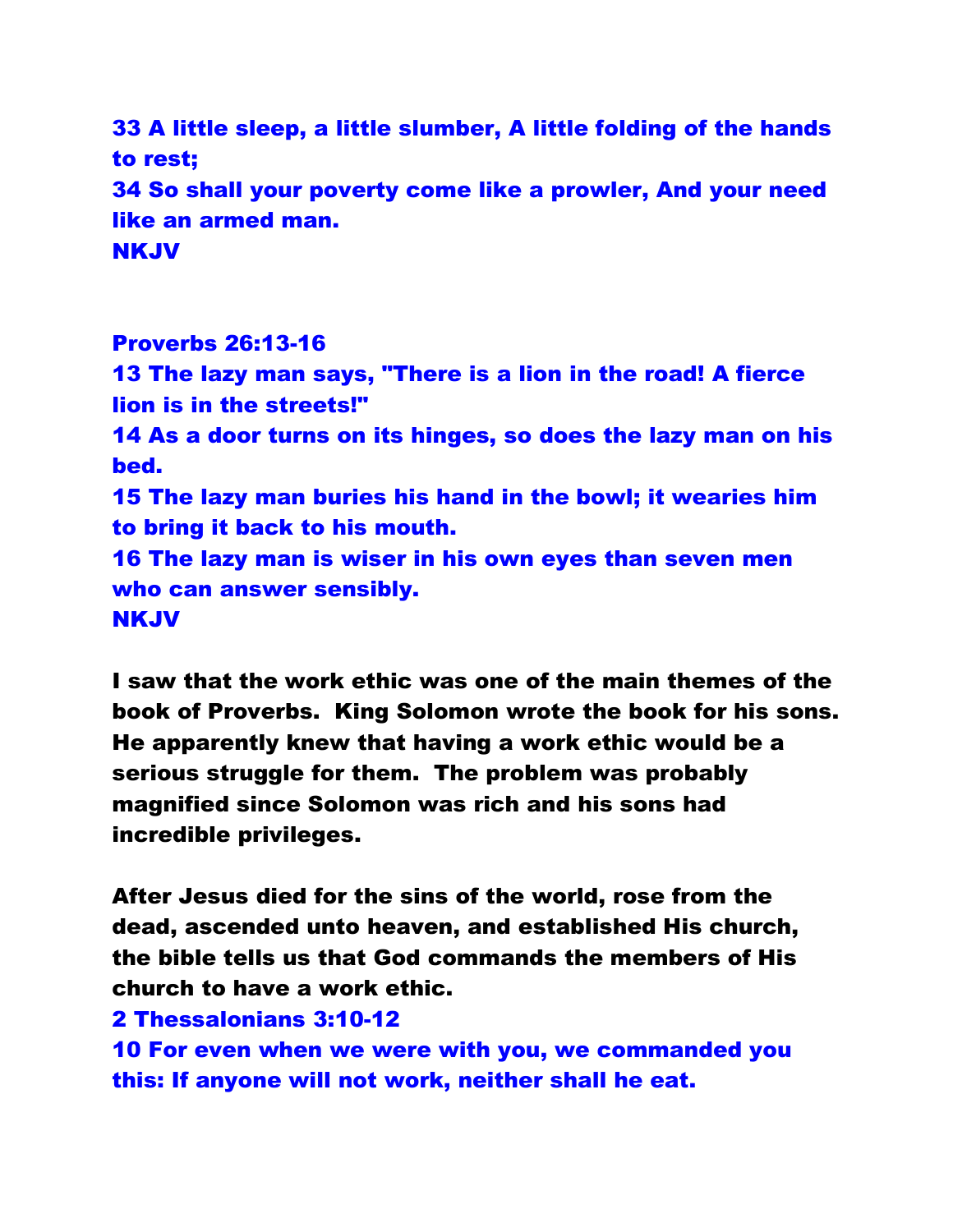**33 A little sleep, a little slumber, A little folding of the hands to rest;**
**34 So shall your poverty come like a prowler, And your need like an armed man.**
**NKJV**

**Proverbs 26:13-16**
**13 The lazy man says, "There is a lion in the road! A fierce lion is in the streets!"**
**14 As a door turns on its hinges, so does the lazy man on his bed.**
**15 The lazy man buries his hand in the bowl; it wearies him to bring it back to his mouth.**
**16 The lazy man is wiser in his own eyes than seven men who can answer sensibly.**
**NKJV**

**I saw that the work ethic was one of the main themes of the book of Proverbs. King Solomon wrote the book for his sons. He apparently knew that having a work ethic would be a serious struggle for them. The problem was probably magnified since Solomon was rich and his sons had incredible privileges.**

**After Jesus died for the sins of the world, rose from the dead, ascended unto heaven, and established His church, the bible tells us that God commands the members of His church to have a work ethic.**
**2 Thessalonians 3:10-12**
**10 For even when we were with you, we commanded you this: If anyone will not work, neither shall he eat.**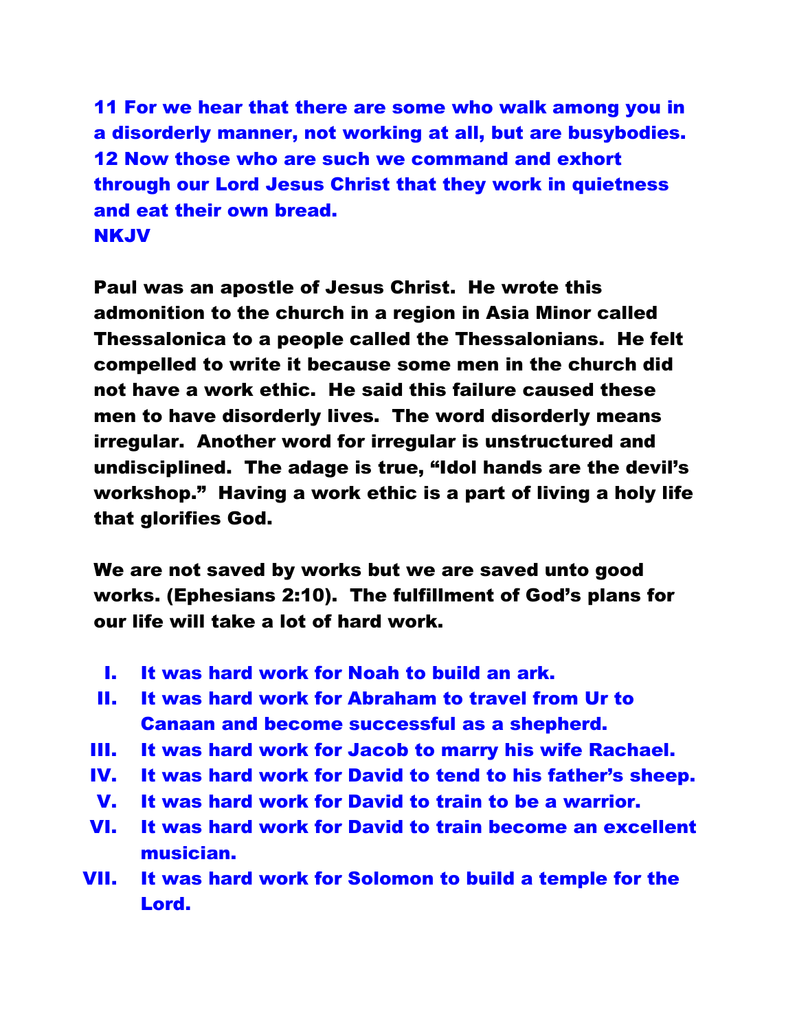**11 For we hear that there are some who walk among you in a disorderly manner, not working at all, but are busybodies. 12 Now those who are such we command and exhort through our Lord Jesus Christ that they work in quietness and eat their own bread.**
**NKJV**

**Paul was an apostle of Jesus Christ. He wrote this admonition to the church in a region in Asia Minor called Thessalonica to a people called the Thessalonians. He felt compelled to write it because some men in the church did not have a work ethic. He said this failure caused these men to have disorderly lives. The word disorderly means irregular. Another word for irregular is unstructured and undisciplined. The adage is true, "Idol hands are the devil's workshop." Having a work ethic is a part of living a holy life that glorifies God.**

**We are not saved by works but we are saved unto good works. (Ephesians 2:10). The fulfillment of God's plans for our life will take a lot of hard work.**

I. **It was hard work for Noah to build an ark.**
II. **It was hard work for Abraham to travel from Ur to Canaan and become successful as a shepherd.**
III. **It was hard work for Jacob to marry his wife Rachael.**
IV. **It was hard work for David to tend to his father's sheep.**
V. **It was hard work for David to train to be a warrior.**
VI. **It was hard work for David to train become an excellent musician.**
VII. **It was hard work for Solomon to build a temple for the Lord.**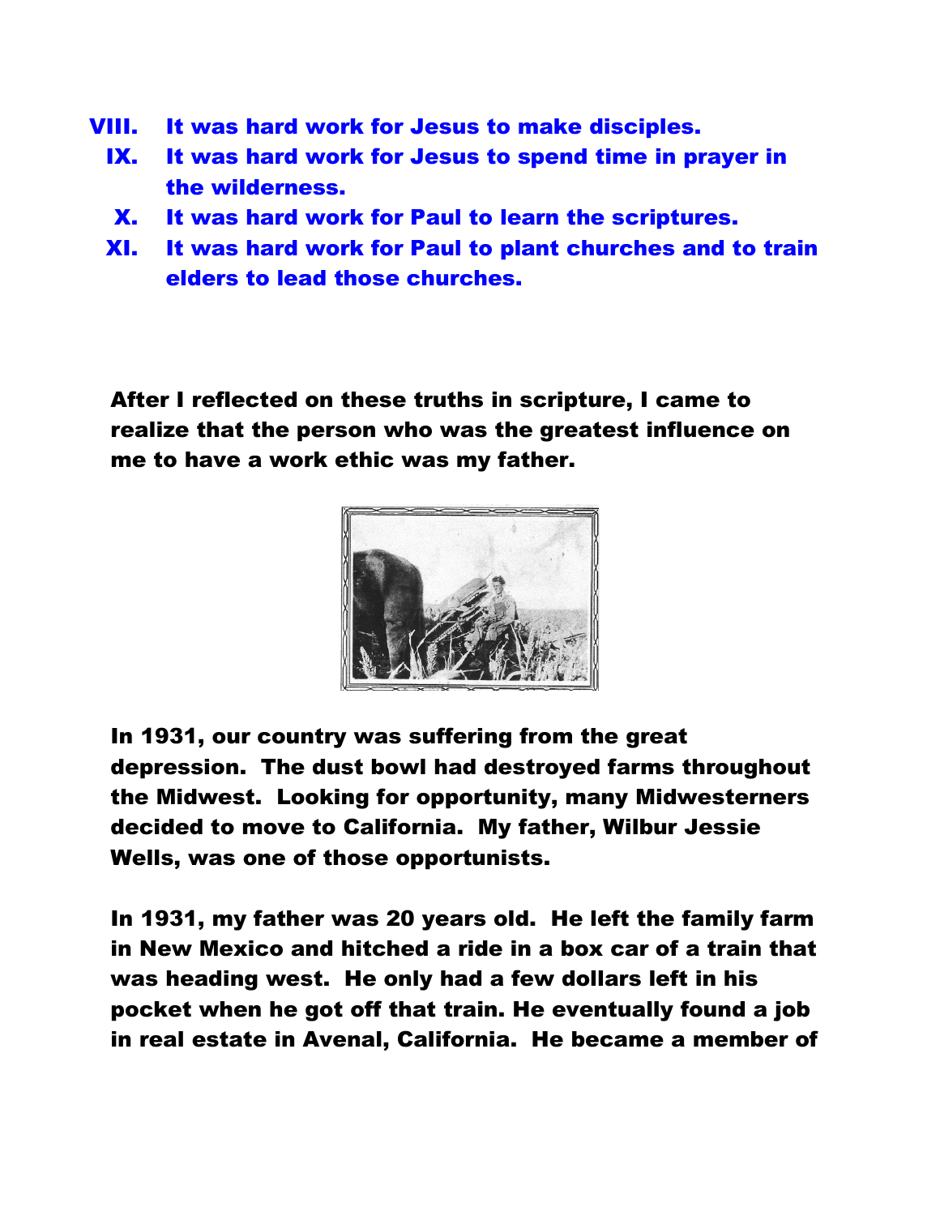VIII. **It was hard work for Jesus to make disciples.**

IX. **It was hard work for Jesus to spend time in prayer in the wilderness.**

X. **It was hard work for Paul to learn the scriptures.**

XI. **It was hard work for Paul to plant churches and to train elders to lead those churches.**

**After I reflected on these truths in scripture, I came to realize that the person who was the greatest influence on me to have a work ethic was my father.**

**In 1931, our country was suffering from the great depression. The dust bowl had destroyed farms throughout the Midwest. Looking for opportunity, many Midwesterners decided to move to California. My father, Wilbur Jessie Wells, was one of those opportunists.**

**In 1931, my father was 20 years old. He left the family farm in New Mexico and hitched a ride in a box car of a train that was heading west. He only had a few dollars left in his pocket when he got off that train. He eventually found a job in real estate in Avenal, California. He became a member of**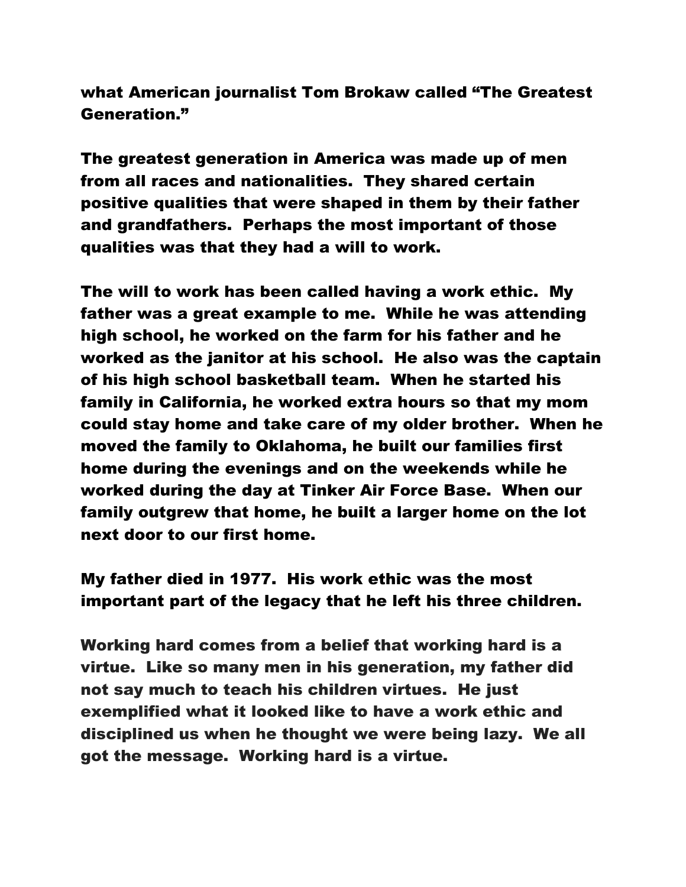what American journalist Tom Brokaw called “The Greatest Generation.”

The greatest generation in America was made up of men from all races and nationalities. They shared certain positive qualities that were shaped in them by their father and grandfathers. Perhaps the most important of those qualities was that they had a will to work.

The will to work has been called having a work ethic. My father was a great example to me. While he was attending high school, he worked on the farm for his father and he worked as the janitor at his school. He also was the captain of his high school basketball team. When he started his family in California, he worked extra hours so that my mom could stay home and take care of my older brother. When he moved the family to Oklahoma, he built our families first home during the evenings and on the weekends while he worked during the day at Tinker Air Force Base. When our family outgrew that home, he built a larger home on the lot next door to our first home.

My father died in 1977. His work ethic was the most important part of the legacy that he left his three children.

Working hard comes from a belief that working hard is a virtue. Like so many men in his generation, my father did not say much to teach his children virtues. He just exemplified what it looked like to have a work ethic and disciplined us when he thought we were being lazy. We all got the message. Working hard is a virtue.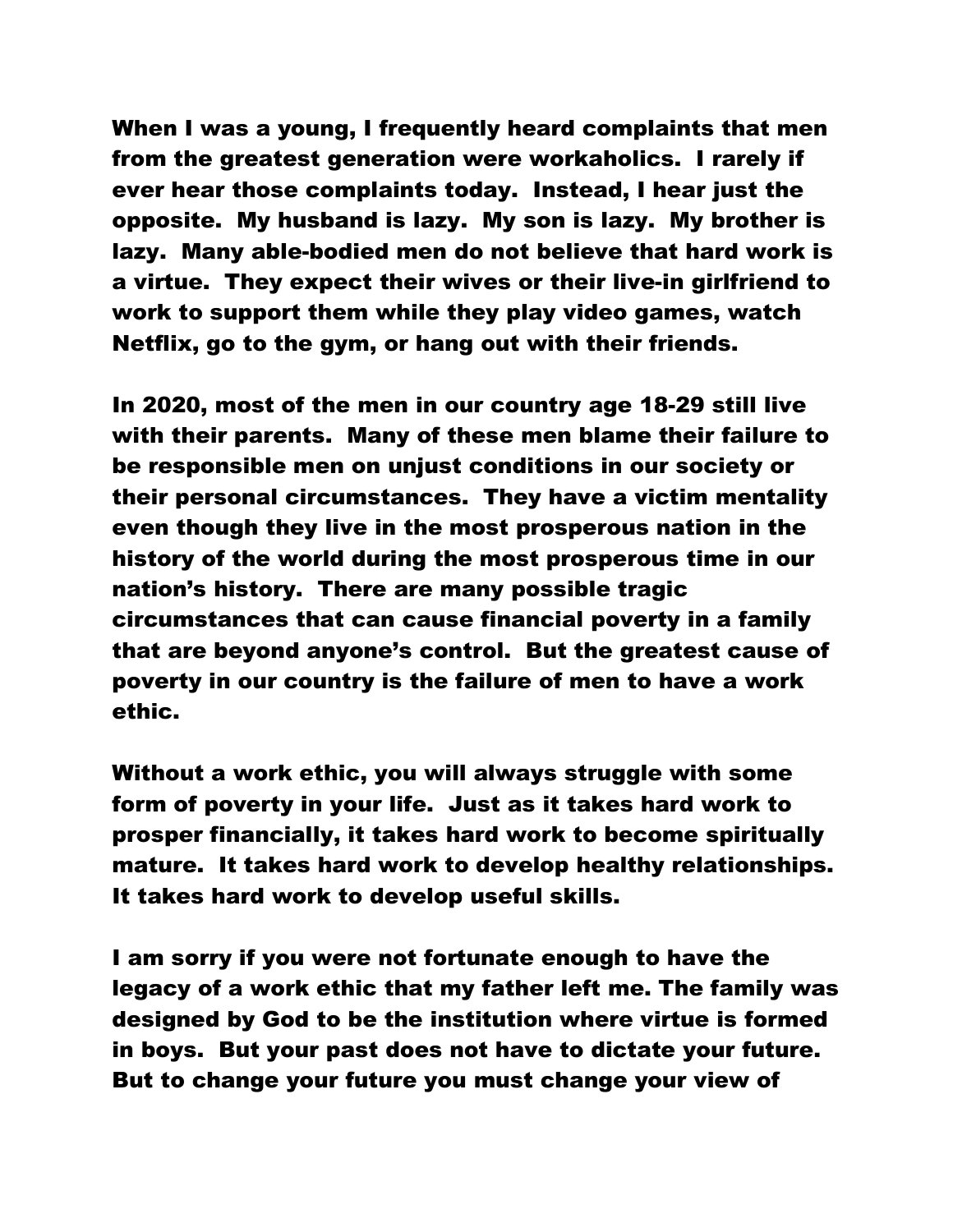When I was a young, I frequently heard complaints that men from the greatest generation were workaholics. I rarely if ever hear those complaints today. Instead, I hear just the opposite. My husband is lazy. My son is lazy. My brother is lazy. Many able-bodied men do not believe that hard work is a virtue. They expect their wives or their live-in girlfriend to work to support them while they play video games, watch Netflix, go to the gym, or hang out with their friends.

In 2020, most of the men in our country age 18-29 still live with their parents. Many of these men blame their failure to be responsible men on unjust conditions in our society or their personal circumstances. They have a victim mentality even though they live in the most prosperous nation in the history of the world during the most prosperous time in our nation's history. There are many possible tragic circumstances that can cause financial poverty in a family that are beyond anyone's control. But the greatest cause of poverty in our country is the failure of men to have a work ethic.

Without a work ethic, you will always struggle with some form of poverty in your life. Just as it takes hard work to prosper financially, it takes hard work to become spiritually mature. It takes hard work to develop healthy relationships. It takes hard work to develop useful skills.

I am sorry if you were not fortunate enough to have the legacy of a work ethic that my father left me. The family was designed by God to be the institution where virtue is formed in boys. But your past does not have to dictate your future. But to change your future you must change your view of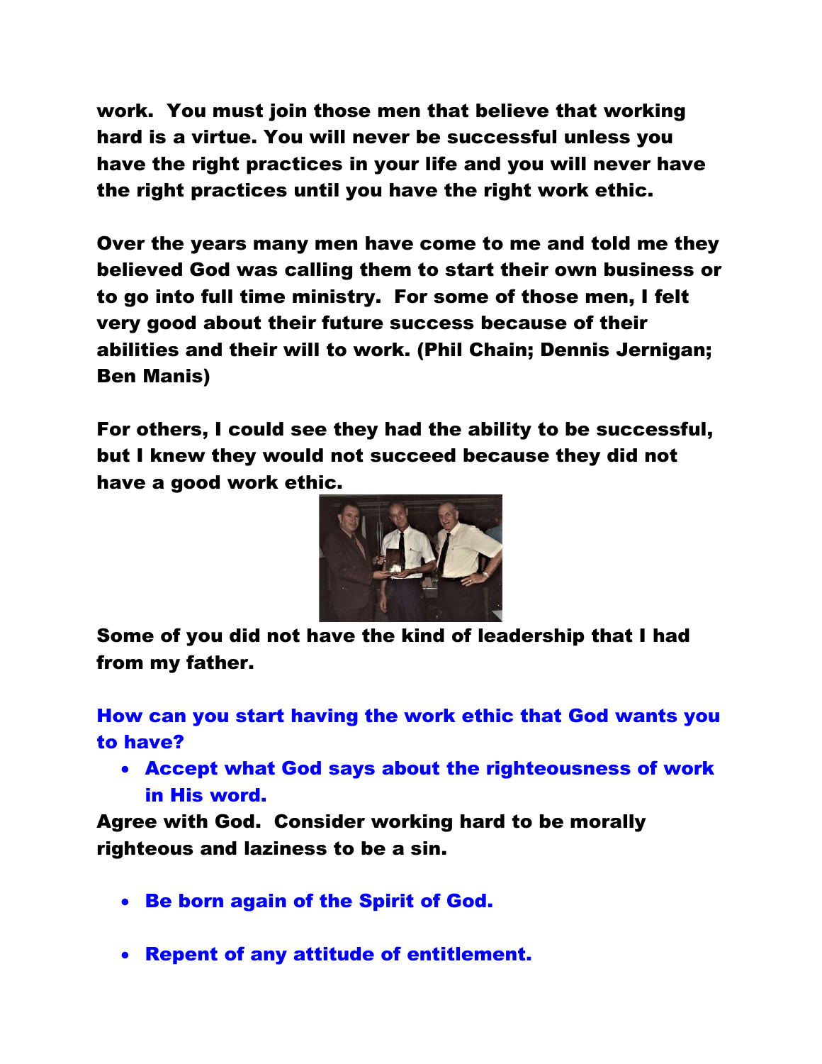**work. You must join those men that believe that working hard is a virtue. You will never be successful unless you have the right practices in your life and you will never have the right practices until you have the right work ethic.**

**Over the years many men have come to me and told me they believed God was calling them to start their own business or to go into full time ministry. For some of those men, I felt very good about their future success because of their abilities and their will to work. (Phil Chain; Dennis Jernigan; Ben Manis)**

**For others, I could see they had the ability to be successful, but I knew they would not succeed because they did not have a good work ethic.**

**Some of you did not have the kind of leadership that I had from my father.**

**How can you start having the work ethic that God wants you to have?**

- **Accept what God says about the righteousness of work in His word.**

**Agree with God. Consider working hard to be morally righteous and laziness to be a sin.**

- **Be born again of the Spirit of God.**

- **Repent of any attitude of entitlement.**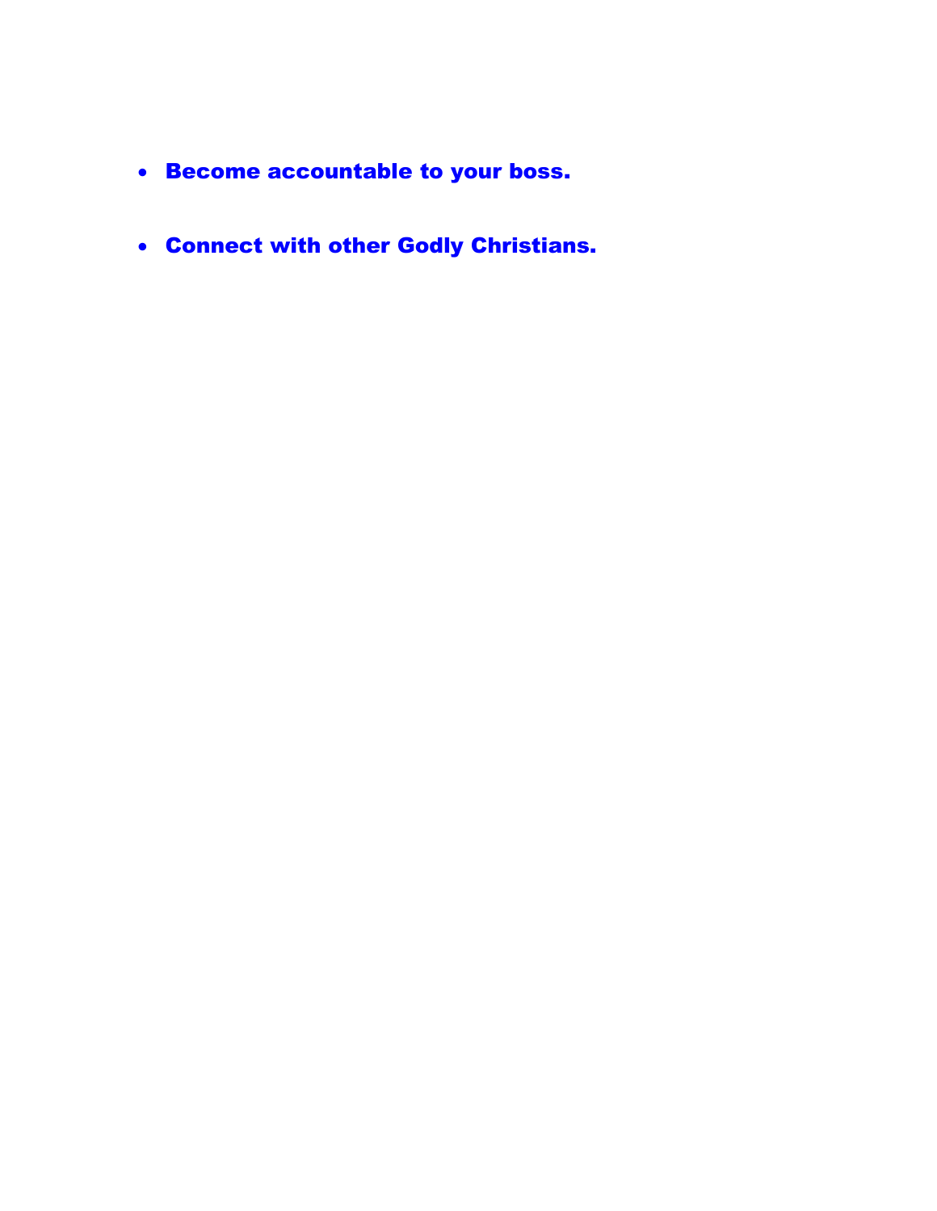- **Become accountable to your boss.**

- **Connect with other Godly Christians.**